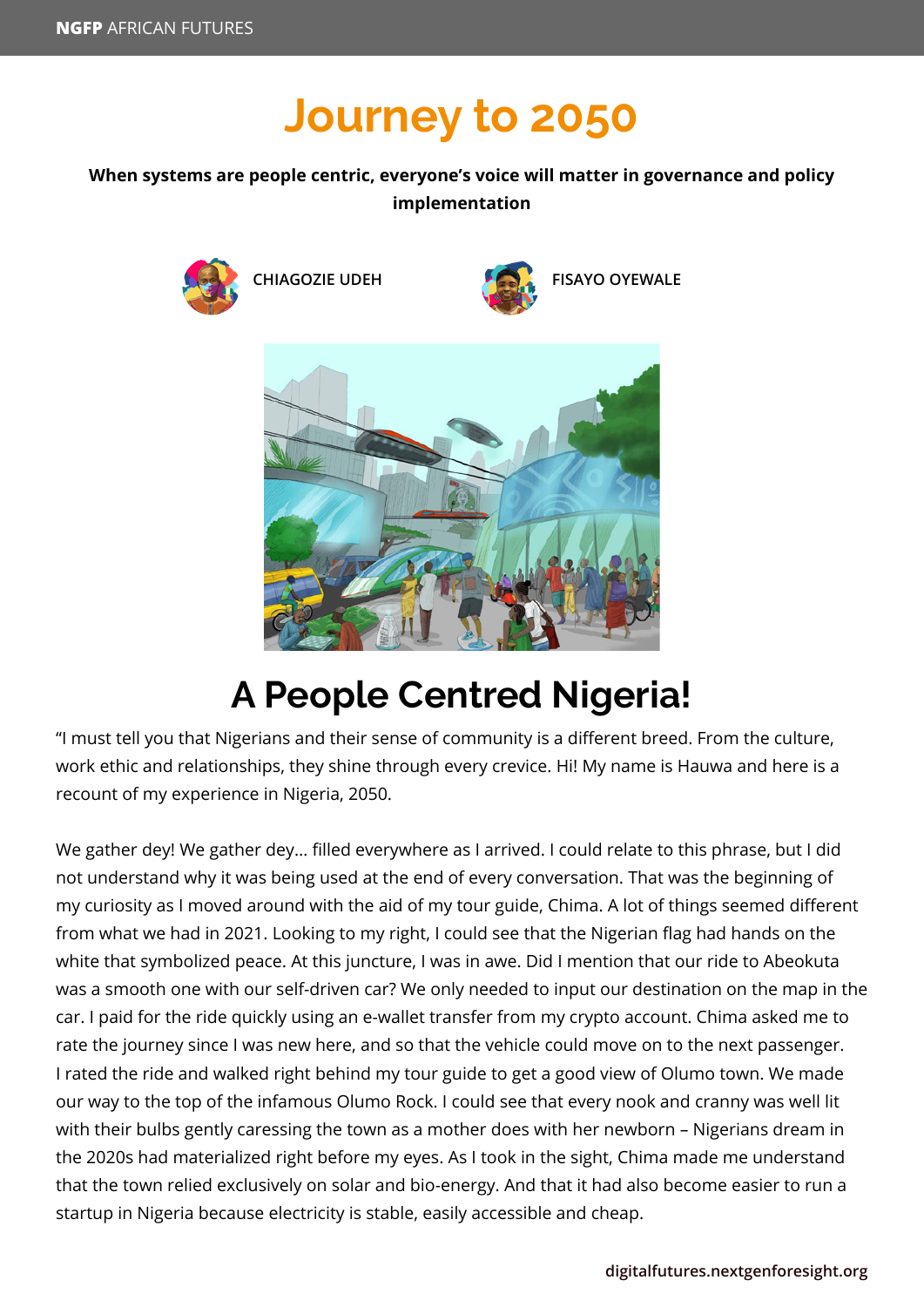# Journey to 2050

**When systems are people centric, everyone's voice will matter in governance and policy implementation**

CHIAGOZIE UDEH

FISAYO OYEWALE

## A People Centred Nigeria!

"I must tell you that Nigerians and their sense of community is a different breed. From the culture, work ethic and relationships, they shine through every crevice. Hi! My name is Hauwa and here is a recount of my experience in Nigeria, 2050.

We gather dey! We gather dey… filled everywhere as I arrived. I could relate to this phrase, but I did not understand why it was being used at the end of every conversation. That was the beginning of my curiosity as I moved around with the aid of my tour guide, Chima. A lot of things seemed different from what we had in 2021. Looking to my right, I could see that the Nigerian flag had hands on the white that symbolized peace. At this juncture, I was in awe. Did I mention that our ride to Abeokuta was a smooth one with our self-driven car? We only needed to input our destination on the map in the car. I paid for the ride quickly using an e-wallet transfer from my crypto account. Chima asked me to rate the journey since I was new here, and so that the vehicle could move on to the next passenger. I rated the ride and walked right behind my tour guide to get a good view of Olumo town. We made our way to the top of the infamous Olumo Rock. I could see that every nook and cranny was well lit with their bulbs gently caressing the town as a mother does with her newborn – Nigerians dream in the 2020s had materialized right before my eyes. As I took in the sight, Chima made me understand that the town relied exclusively on solar and bio-energy. And that it had also become easier to run a startup in Nigeria because electricity is stable, easily accessible and cheap.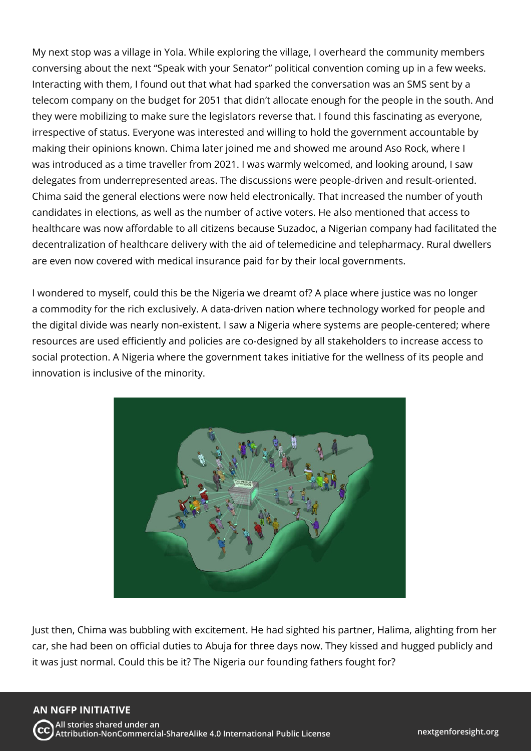My next stop was a village in Yola. While exploring the village, I overheard the community members conversing about the next "Speak with your Senator" political convention coming up in a few weeks. Interacting with them, I found out that what had sparked the conversation was an SMS sent by a telecom company on the budget for 2051 that didn't allocate enough for the people in the south. And they were mobilizing to make sure the legislators reverse that. I found this fascinating as everyone, irrespective of status. Everyone was interested and willing to hold the government accountable by making their opinions known. Chima later joined me and showed me around Aso Rock, where I was introduced as a time traveller from 2021. I was warmly welcomed, and looking around, I saw delegates from underrepresented areas. The discussions were people-driven and result-oriented. Chima said the general elections were now held electronically. That increased the number of youth candidates in elections, as well as the number of active voters. He also mentioned that access to healthcare was now affordable to all citizens because Suzadoc, a Nigerian company had facilitated the decentralization of healthcare delivery with the aid of telemedicine and telepharmacy. Rural dwellers are even now covered with medical insurance paid for by their local governments.

I wondered to myself, could this be the Nigeria we dreamt of? A place where justice was no longer a commodity for the rich exclusively. A data-driven nation where technology worked for people and the digital divide was nearly non-existent. I saw a Nigeria where systems are people-centered; where resources are used efficiently and policies are co-designed by all stakeholders to increase access to social protection. A Nigeria where the government takes initiative for the wellness of its people and innovation is inclusive of the minority.

Just then, Chima was bubbling with excitement. He had sighted his partner, Halima, alighting from her car, she had been on official duties to Abuja for three days now. They kissed and hugged publicly and it was just normal. Could this be it? The Nigeria our founding fathers fought for?

**AN NGFP INITIATIVE**

All stories shared under an Attribution-NonCommercial-ShareAlike 4.0 International Public License

nextgenforesight.org